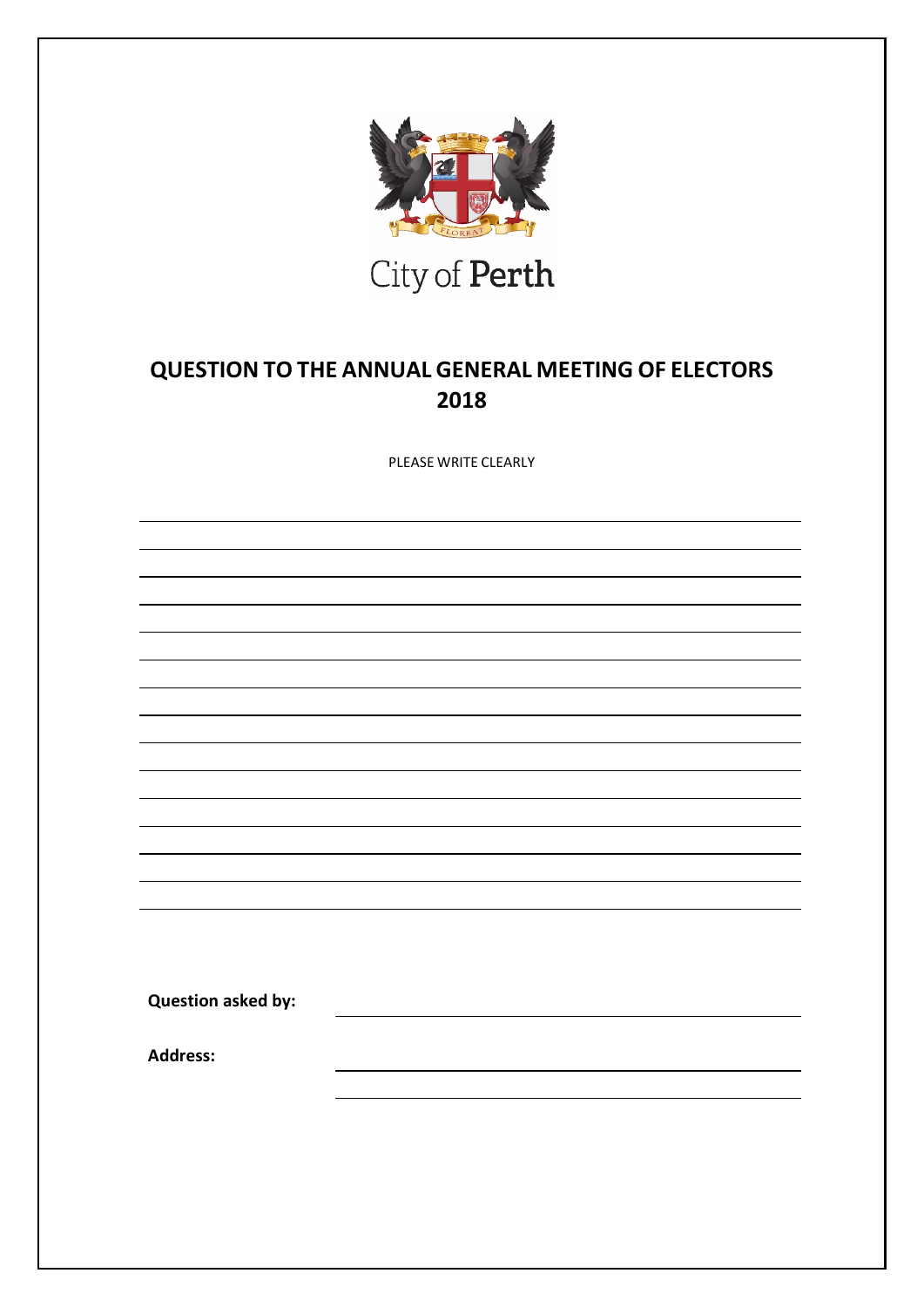City of Perth

# QUESTION TO THE ANNUAL GENERAL MEETING OF ELECTORS 2018

PLEASE WRITE CLEARLY

**Question asked by:**

**Address:**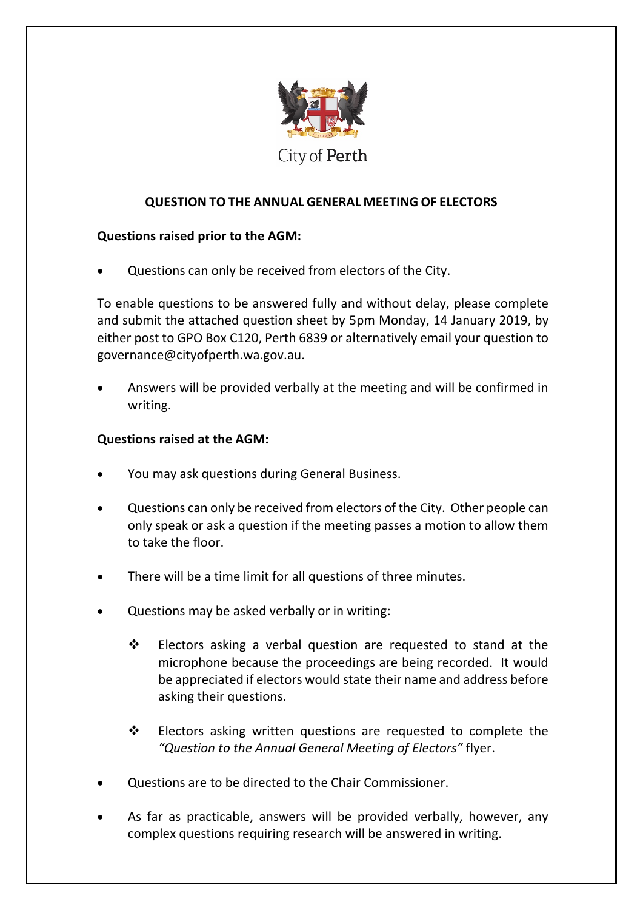City of Perth

**QUESTION TO THE ANNUAL GENERAL MEETING OF ELECTORS**

**Questions raised prior to the AGM:**

- Questions can only be received from electors of the City.

To enable questions to be answered fully and without delay, please complete and submit the attached question sheet by 5pm Monday, 14 January 2019, by either post to GPO Box C120, Perth 6839 or alternatively email your question to governance@cityofperth.wa.gov.au.

- Answers will be provided verbally at the meeting and will be confirmed in writing.

**Questions raised at the AGM:**

- You may ask questions during General Business.
- Questions can only be received from electors of the City. Other people can only speak or ask a question if the meeting passes a motion to allow them to take the floor.
- There will be a time limit for all questions of three minutes.
- Questions may be asked verbally or in writing:
  - Electors asking a verbal question are requested to stand at the microphone because the proceedings are being recorded. It would be appreciated if electors would state their name and address before asking their questions.
  - Electors asking written questions are requested to complete the *"Question to the Annual General Meeting of Electors"* flyer.
- Questions are to be directed to the Chair Commissioner.
- As far as practicable, answers will be provided verbally, however, any complex questions requiring research will be answered in writing.